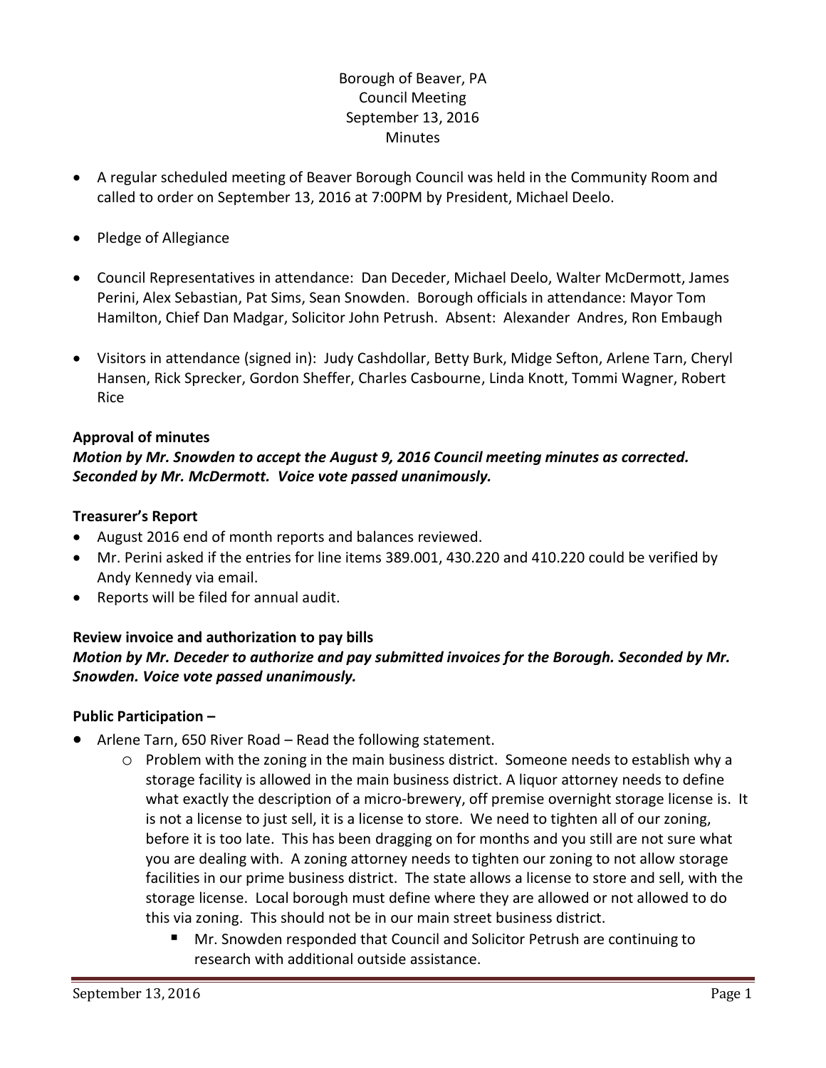Borough of Beaver, PA
Council Meeting
September 13, 2016
Minutes

- A regular scheduled meeting of Beaver Borough Council was held in the Community Room and called to order on September 13, 2016 at 7:00PM by President, Michael Deelo.
- Pledge of Allegiance
- Council Representatives in attendance: Dan Deceder, Michael Deelo, Walter McDermott, James Perini, Alex Sebastian, Pat Sims, Sean Snowden. Borough officials in attendance: Mayor Tom Hamilton, Chief Dan Madgar, Solicitor John Petrush. Absent: Alexander Andres, Ron Embaugh
- Visitors in attendance (signed in): Judy Cashdollar, Betty Burk, Midge Sefton, Arlene Tarn, Cheryl Hansen, Rick Sprecker, Gordon Sheffer, Charles Casbourne, Linda Knott, Tommi Wagner, Robert Rice

**Approval of minutes**

***Motion by Mr. Snowden to accept the August 9, 2016 Council meeting minutes as corrected. Seconded by Mr. McDermott. Voice vote passed unanimously.***

**Treasurer's Report**

- August 2016 end of month reports and balances reviewed.
- Mr. Perini asked if the entries for line items 389.001, 430.220 and 410.220 could be verified by Andy Kennedy via email.
- Reports will be filed for annual audit.

**Review invoice and authorization to pay bills**

***Motion by Mr. Deceder to authorize and pay submitted invoices for the Borough. Seconded by Mr. Snowden. Voice vote passed unanimously.***

**Public Participation –**

- Arlene Tarn, 650 River Road – Read the following statement.
  - Problem with the zoning in the main business district. Someone needs to establish why a storage facility is allowed in the main business district. A liquor attorney needs to define what exactly the description of a micro-brewery, off premise overnight storage license is. It is not a license to just sell, it is a license to store. We need to tighten all of our zoning, before it is too late. This has been dragging on for months and you still are not sure what you are dealing with. A zoning attorney needs to tighten our zoning to not allow storage facilities in our prime business district. The state allows a license to store and sell, with the storage license. Local borough must define where they are allowed or not allowed to do this via zoning. This should not be in our main street business district.
    - Mr. Snowden responded that Council and Solicitor Petrush are continuing to research with additional outside assistance.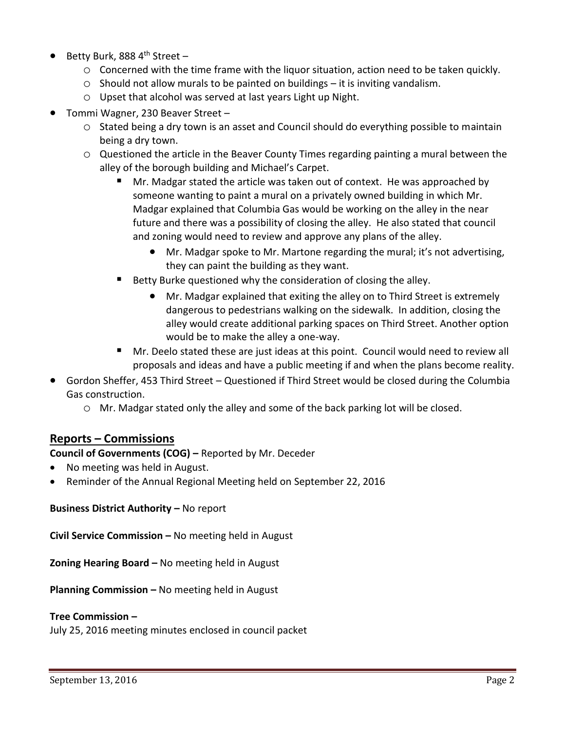- Betty Burk, 888 4th Street –
  - Concerned with the time frame with the liquor situation, action need to be taken quickly.
  - Should not allow murals to be painted on buildings – it is inviting vandalism.
  - Upset that alcohol was served at last years Light up Night.
- Tommi Wagner, 230 Beaver Street –
  - Stated being a dry town is an asset and Council should do everything possible to maintain being a dry town.
  - Questioned the article in the Beaver County Times regarding painting a mural between the alley of the borough building and Michael's Carpet.
    - Mr. Madgar stated the article was taken out of context. He was approached by someone wanting to paint a mural on a privately owned building in which Mr. Madgar explained that Columbia Gas would be working on the alley in the near future and there was a possibility of closing the alley. He also stated that council and zoning would need to review and approve any plans of the alley.
      - Mr. Madgar spoke to Mr. Martone regarding the mural; it's not advertising, they can paint the building as they want.
    - Betty Burke questioned why the consideration of closing the alley.
      - Mr. Madgar explained that exiting the alley on to Third Street is extremely dangerous to pedestrians walking on the sidewalk. In addition, closing the alley would create additional parking spaces on Third Street. Another option would be to make the alley a one-way.
    - Mr. Deelo stated these are just ideas at this point. Council would need to review all proposals and ideas and have a public meeting if and when the plans become reality.
- Gordon Sheffer, 453 Third Street – Questioned if Third Street would be closed during the Columbia Gas construction.
  - Mr. Madgar stated only the alley and some of the back parking lot will be closed.

## Reports – Commissions

**Council of Governments (COG) –** Reported by Mr. Deceder

- No meeting was held in August.
- Reminder of the Annual Regional Meeting held on September 22, 2016

**Business District Authority –** No report

**Civil Service Commission –** No meeting held in August

**Zoning Hearing Board –** No meeting held in August

**Planning Commission –** No meeting held in August

**Tree Commission –**

July 25, 2016 meeting minutes enclosed in council packet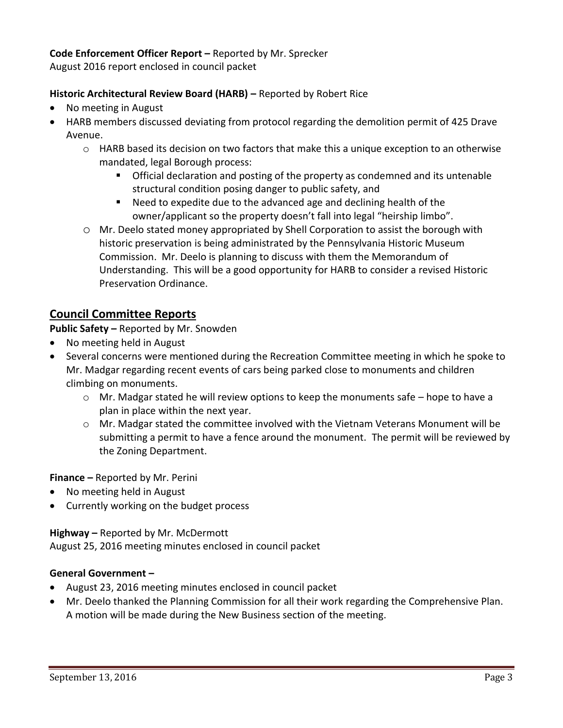**Code Enforcement Officer Report –** Reported by Mr. Sprecker
August 2016 report enclosed in council packet

**Historic Architectural Review Board (HARB) –** Reported by Robert Rice

- No meeting in August
- HARB members discussed deviating from protocol regarding the demolition permit of 425 Drave Avenue.
  - HARB based its decision on two factors that make this a unique exception to an otherwise mandated, legal Borough process:
    - Official declaration and posting of the property as condemned and its untenable structural condition posing danger to public safety, and
    - Need to expedite due to the advanced age and declining health of the owner/applicant so the property doesn't fall into legal "heirship limbo".
  - Mr. Deelo stated money appropriated by Shell Corporation to assist the borough with historic preservation is being administrated by the Pennsylvania Historic Museum Commission. Mr. Deelo is planning to discuss with them the Memorandum of Understanding. This will be a good opportunity for HARB to consider a revised Historic Preservation Ordinance.

## Council Committee Reports

**Public Safety –** Reported by Mr. Snowden

- No meeting held in August
- Several concerns were mentioned during the Recreation Committee meeting in which he spoke to Mr. Madgar regarding recent events of cars being parked close to monuments and children climbing on monuments.
  - Mr. Madgar stated he will review options to keep the monuments safe – hope to have a plan in place within the next year.
  - Mr. Madgar stated the committee involved with the Vietnam Veterans Monument will be submitting a permit to have a fence around the monument. The permit will be reviewed by the Zoning Department.

**Finance –** Reported by Mr. Perini

- No meeting held in August
- Currently working on the budget process

**Highway –** Reported by Mr. McDermott
August 25, 2016 meeting minutes enclosed in council packet

**General Government –**

- August 23, 2016 meeting minutes enclosed in council packet
- Mr. Deelo thanked the Planning Commission for all their work regarding the Comprehensive Plan. A motion will be made during the New Business section of the meeting.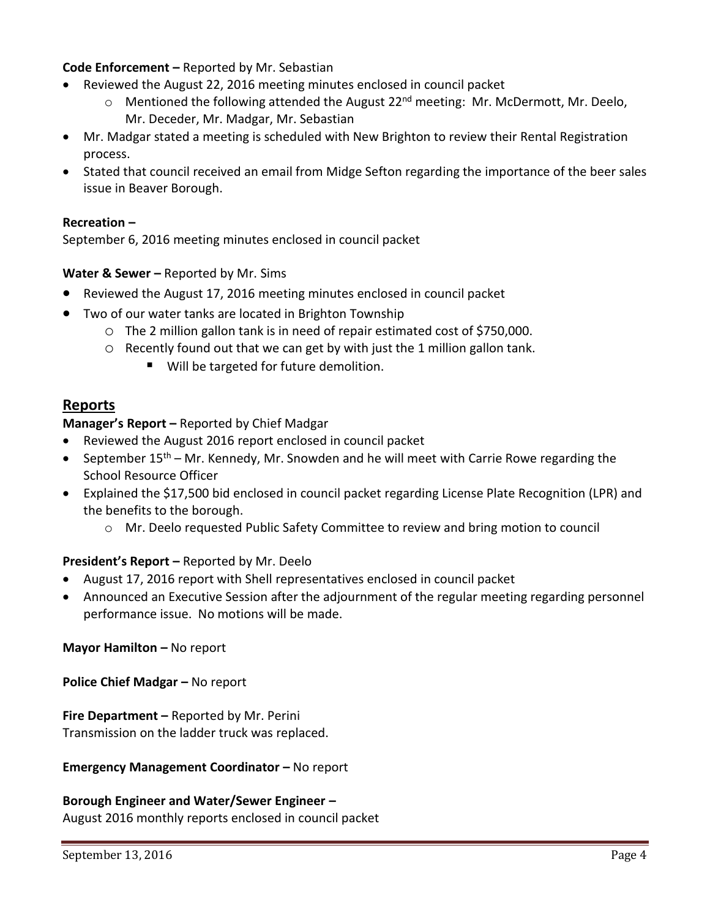**Code Enforcement –** Reported by Mr. Sebastian

- Reviewed the August 22, 2016 meeting minutes enclosed in council packet
  - Mentioned the following attended the August 22nd meeting: Mr. McDermott, Mr. Deelo, Mr. Deceder, Mr. Madgar, Mr. Sebastian
- Mr. Madgar stated a meeting is scheduled with New Brighton to review their Rental Registration process.
- Stated that council received an email from Midge Sefton regarding the importance of the beer sales issue in Beaver Borough.

**Recreation –**

September 6, 2016 meeting minutes enclosed in council packet

**Water & Sewer –** Reported by Mr. Sims

- Reviewed the August 17, 2016 meeting minutes enclosed in council packet
- Two of our water tanks are located in Brighton Township
  - The 2 million gallon tank is in need of repair estimated cost of $750,000.
  - Recently found out that we can get by with just the 1 million gallon tank.
    - Will be targeted for future demolition.

## Reports

**Manager's Report –** Reported by Chief Madgar

- Reviewed the August 2016 report enclosed in council packet
- September 15th – Mr. Kennedy, Mr. Snowden and he will meet with Carrie Rowe regarding the School Resource Officer
- Explained the $17,500 bid enclosed in council packet regarding License Plate Recognition (LPR) and the benefits to the borough.
  - Mr. Deelo requested Public Safety Committee to review and bring motion to council

**President's Report –** Reported by Mr. Deelo

- August 17, 2016 report with Shell representatives enclosed in council packet
- Announced an Executive Session after the adjournment of the regular meeting regarding personnel performance issue. No motions will be made.

**Mayor Hamilton –** No report

**Police Chief Madgar –** No report

**Fire Department –** Reported by Mr. Perini

Transmission on the ladder truck was replaced.

**Emergency Management Coordinator –** No report

**Borough Engineer and Water/Sewer Engineer –**

August 2016 monthly reports enclosed in council packet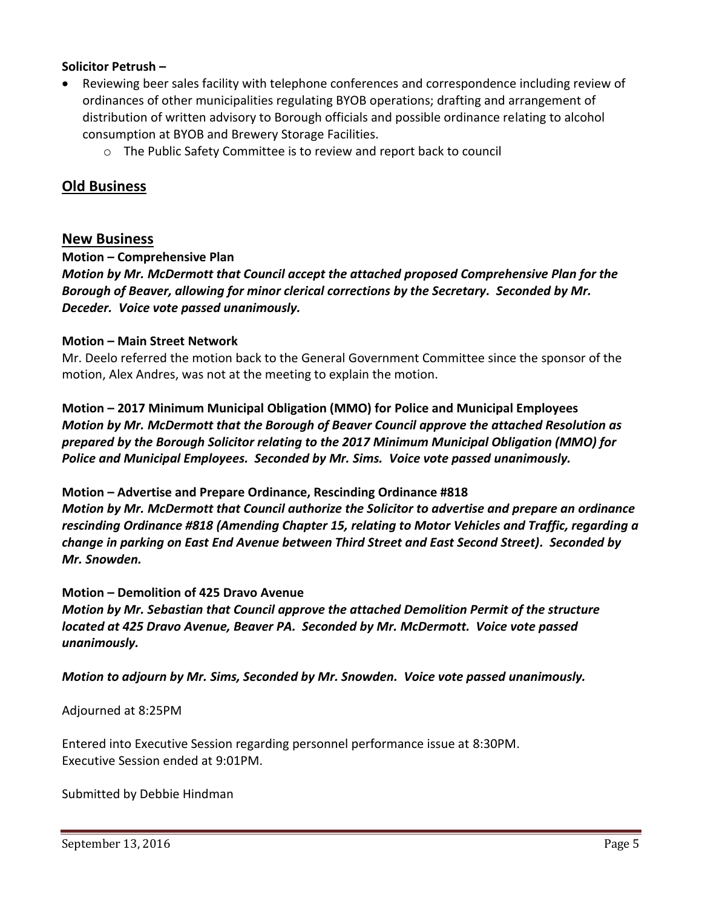**Solicitor Petrush –**

- Reviewing beer sales facility with telephone conferences and correspondence including review of ordinances of other municipalities regulating BYOB operations; drafting and arrangement of distribution of written advisory to Borough officials and possible ordinance relating to alcohol consumption at BYOB and Brewery Storage Facilities.
  - The Public Safety Committee is to review and report back to council

## Old Business

## New Business

**Motion – Comprehensive Plan**

***Motion by Mr. McDermott that Council accept the attached proposed Comprehensive Plan for the Borough of Beaver, allowing for minor clerical corrections by the Secretary. Seconded by Mr. Deceder. Voice vote passed unanimously.***

**Motion – Main Street Network**

Mr. Deelo referred the motion back to the General Government Committee since the sponsor of the motion, Alex Andres, was not at the meeting to explain the motion.

**Motion – 2017 Minimum Municipal Obligation (MMO) for Police and Municipal Employees**

***Motion by Mr. McDermott that the Borough of Beaver Council approve the attached Resolution as prepared by the Borough Solicitor relating to the 2017 Minimum Municipal Obligation (MMO) for Police and Municipal Employees. Seconded by Mr. Sims. Voice vote passed unanimously.***

**Motion – Advertise and Prepare Ordinance, Rescinding Ordinance #818**

***Motion by Mr. McDermott that Council authorize the Solicitor to advertise and prepare an ordinance rescinding Ordinance #818 (Amending Chapter 15, relating to Motor Vehicles and Traffic, regarding a change in parking on East End Avenue between Third Street and East Second Street). Seconded by Mr. Snowden.***

**Motion – Demolition of 425 Dravo Avenue**

***Motion by Mr. Sebastian that Council approve the attached Demolition Permit of the structure located at 425 Dravo Avenue, Beaver PA. Seconded by Mr. McDermott. Voice vote passed unanimously.***

***Motion to adjourn by Mr. Sims, Seconded by Mr. Snowden. Voice vote passed unanimously.***

Adjourned at 8:25PM

Entered into Executive Session regarding personnel performance issue at 8:30PM.
Executive Session ended at 9:01PM.

Submitted by Debbie Hindman

September 13, 2016